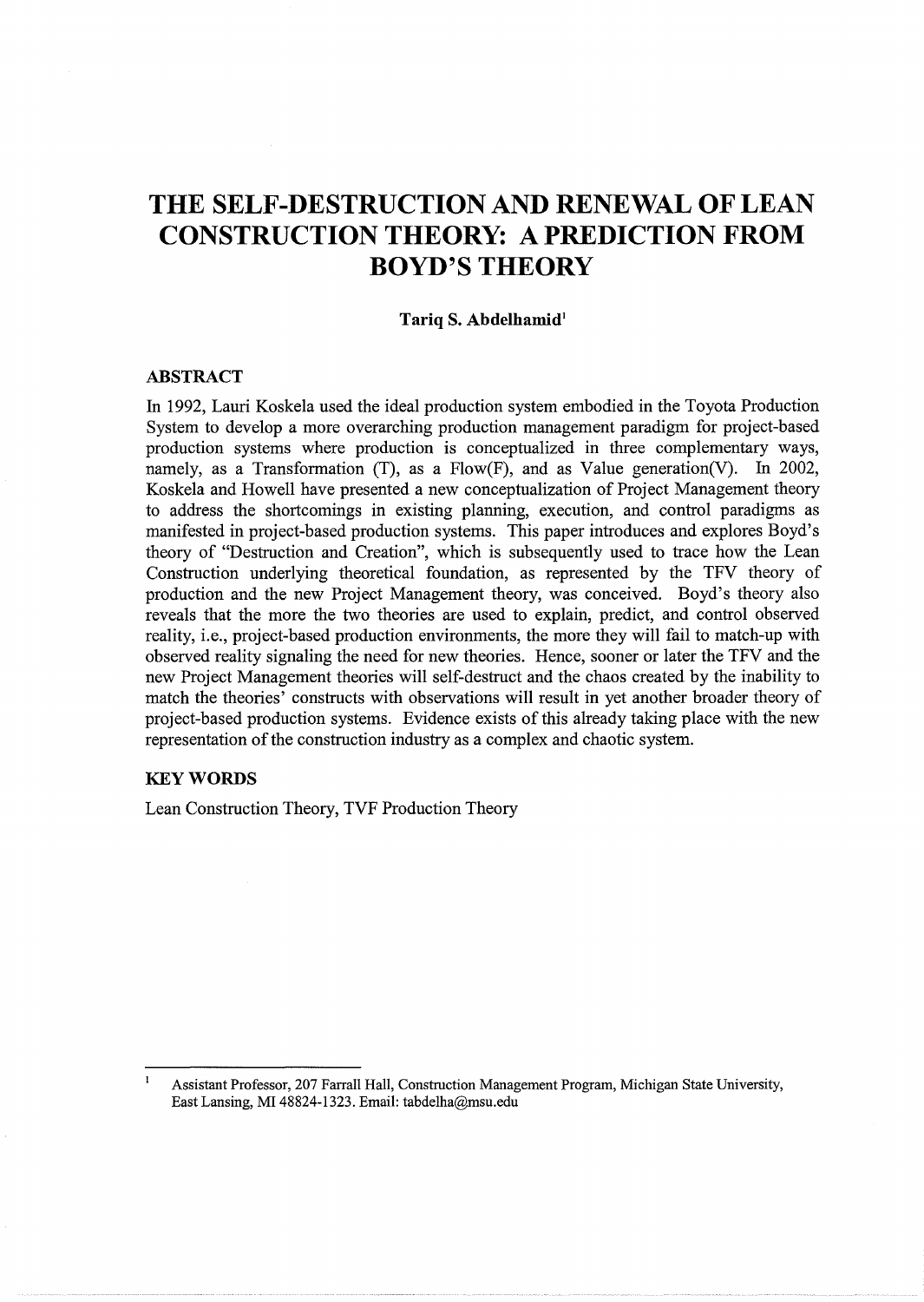# THE SELF-DESTRUCTION AND RENEWAL OF LEAN CONSTRUCTION THEORY: A PREDICTION FROM BOYD'S THEORY

**Tariq S. Abdelhamid**[1]

## ABSTRACT

In 1992, Lauri Koskela used the ideal production system embodied in the Toyota Production System to develop a more overarching production management paradigm for project-based production systems where production is conceptualized in three complementary ways, namely, as a Transformation (T), as a Flow(F), and as Value generation(V). In 2002, Koskela and Howell have presented a new conceptualization of Project Management theory to address the shortcomings in existing planning, execution, and control paradigms as manifested in project-based production systems. This paper introduces and explores Boyd's theory of "Destruction and Creation", which is subsequently used to trace how the Lean Construction underlying theoretical foundation, as represented by the TFV theory of production and the new Project Management theory, was conceived. Boyd's theory also reveals that the more the two theories are used to explain, predict, and control observed reality, i.e., project-based production environments, the more they will fail to match-up with observed reality signaling the need for new theories. Hence, sooner or later the TFV and the new Project Management theories will self-destruct and the chaos created by the inability to match the theories' constructs with observations will result in yet another broader theory of project-based production systems. Evidence exists of this already taking place with the new representation of the construction industry as a complex and chaotic system.

## KEY WORDS

Lean Construction Theory, TVF Production Theory

---

[1] Assistant Professor, 207 Farrall Hall, Construction Management Program, Michigan State University, East Lansing, MI 48824-1323. Email: tabdelha@msu.edu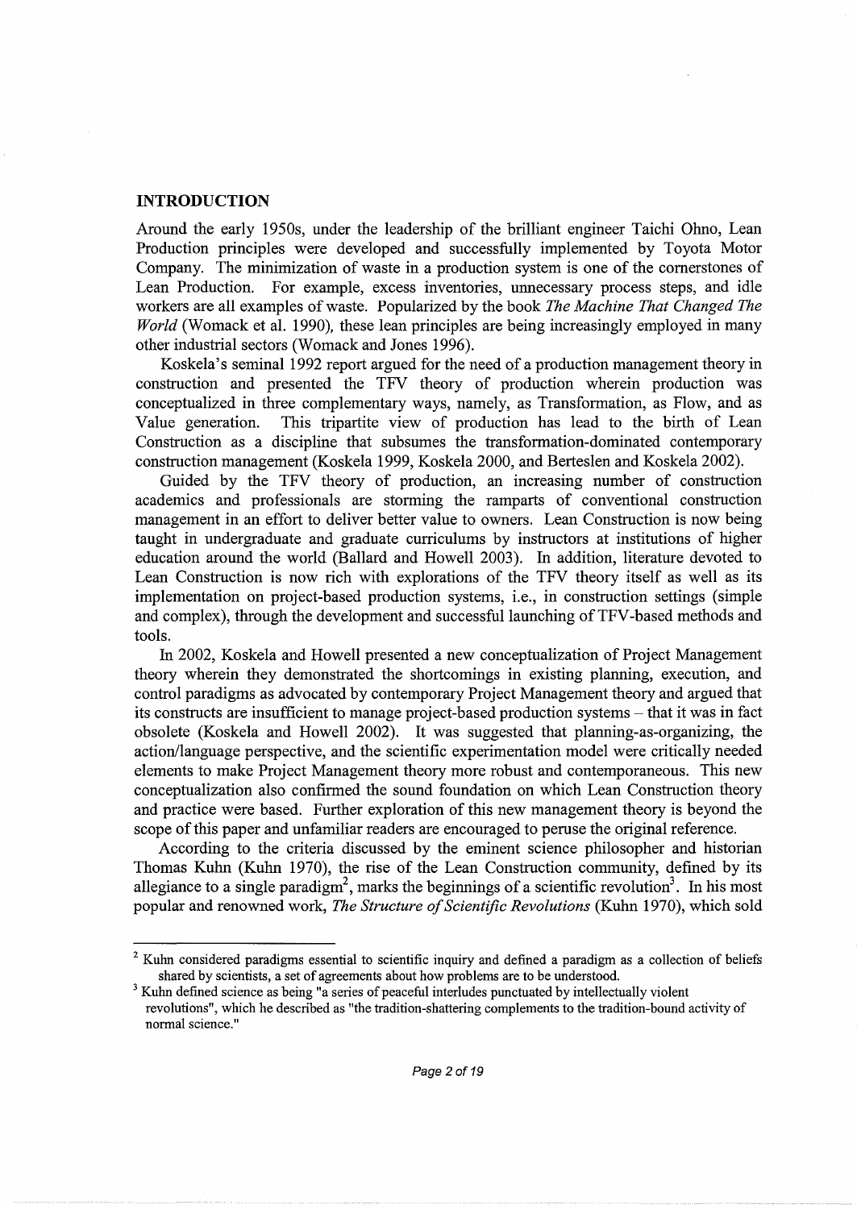## INTRODUCTION

Around the early 1950s, under the leadership of the brilliant engineer Taichi Ohno, Lean Production principles were developed and successfully implemented by Toyota Motor Company. The minimization of waste in a production system is one of the cornerstones of Lean Production. For example, excess inventories, unnecessary process steps, and idle workers are all examples of waste. Popularized by the book *The Machine That Changed The World* (Womack et al. 1990), these lean principles are being increasingly employed in many other industrial sectors (Womack and Jones 1996).

Koskela's seminal 1992 report argued for the need of a production management theory in construction and presented the TFV theory of production wherein production was conceptualized in three complementary ways, namely, as Transformation, as Flow, and as Value generation. This tripartite view of production has lead to the birth of Lean Construction as a discipline that subsumes the transformation-dominated contemporary construction management (Koskela 1999, Koskela 2000, and Berteslen and Koskela 2002).

Guided by the TFV theory of production, an increasing number of construction academics and professionals are storming the ramparts of conventional construction management in an effort to deliver better value to owners. Lean Construction is now being taught in undergraduate and graduate curriculums by instructors at institutions of higher education around the world (Ballard and Howell 2003). In addition, literature devoted to Lean Construction is now rich with explorations of the TFV theory itself as well as its implementation on project-based production systems, i.e., in construction settings (simple and complex), through the development and successful launching of TFV-based methods and tools.

In 2002, Koskela and Howell presented a new conceptualization of Project Management theory wherein they demonstrated the shortcomings in existing planning, execution, and control paradigms as advocated by contemporary Project Management theory and argued that its constructs are insufficient to manage project-based production systems – that it was in fact obsolete (Koskela and Howell 2002). It was suggested that planning-as-organizing, the action/language perspective, and the scientific experimentation model were critically needed elements to make Project Management theory more robust and contemporaneous. This new conceptualization also confirmed the sound foundation on which Lean Construction theory and practice were based. Further exploration of this new management theory is beyond the scope of this paper and unfamiliar readers are encouraged to peruse the original reference.

According to the criteria discussed by the eminent science philosopher and historian Thomas Kuhn (Kuhn 1970), the rise of the Lean Construction community, defined by its allegiance to a single paradigm[2], marks the beginnings of a scientific revolution[3]. In his most popular and renowned work, *The Structure of Scientific Revolutions* (Kuhn 1970), which sold

---

[2] Kuhn considered paradigms essential to scientific inquiry and defined a paradigm as a collection of beliefs shared by scientists, a set of agreements about how problems are to be understood.

[3] Kuhn defined science as being "a series of peaceful interludes punctuated by intellectually violent revolutions", which he described as "the tradition-shattering complements to the tradition-bound activity of normal science."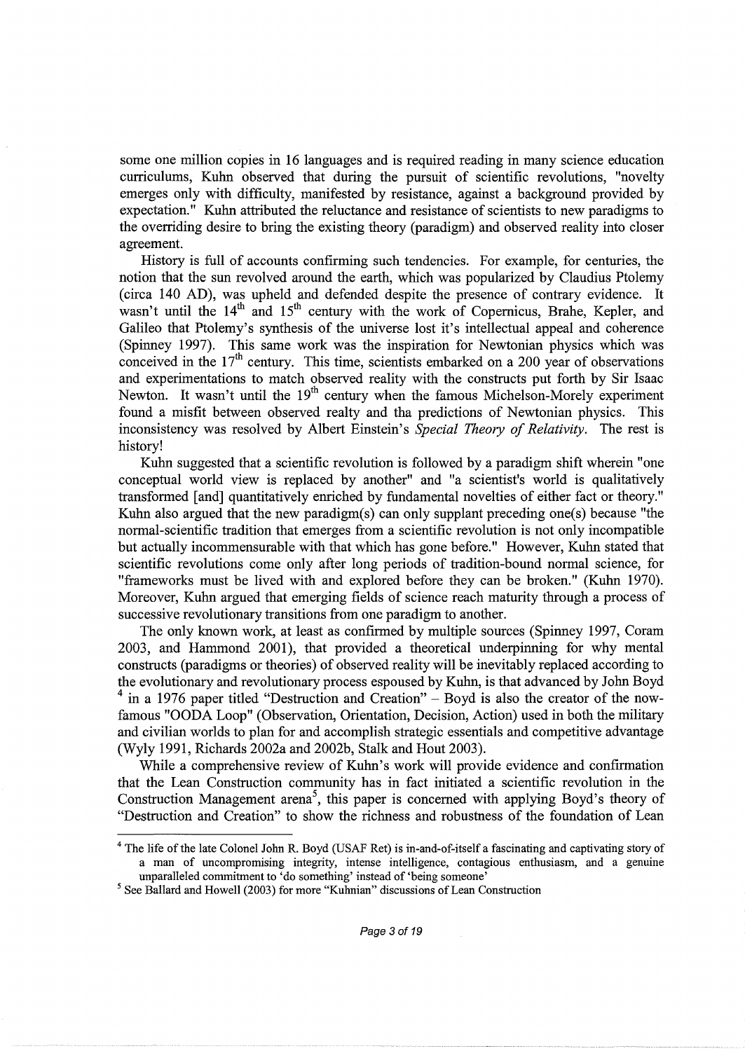some one million copies in 16 languages and is required reading in many science education curriculums, Kuhn observed that during the pursuit of scientific revolutions, "novelty emerges only with difficulty, manifested by resistance, against a background provided by expectation." Kuhn attributed the reluctance and resistance of scientists to new paradigms to the overriding desire to bring the existing theory (paradigm) and observed reality into closer agreement.

History is full of accounts confirming such tendencies. For example, for centuries, the notion that the sun revolved around the earth, which was popularized by Claudius Ptolemy (circa 140 AD), was upheld and defended despite the presence of contrary evidence. It wasn't until the 14th and 15th century with the work of Copernicus, Brahe, Kepler, and Galileo that Ptolemy's synthesis of the universe lost it's intellectual appeal and coherence (Spinney 1997). This same work was the inspiration for Newtonian physics which was conceived in the 17th century. This time, scientists embarked on a 200 year of observations and experimentations to match observed reality with the constructs put forth by Sir Isaac Newton. It wasn't until the 19th century when the famous Michelson-Morely experiment found a misfit between observed realty and tha predictions of Newtonian physics. This inconsistency was resolved by Albert Einstein's *Special Theory of Relativity*. The rest is history!

Kuhn suggested that a scientific revolution is followed by a paradigm shift wherein "one conceptual world view is replaced by another" and "a scientist's world is qualitatively transformed [and] quantitatively enriched by fundamental novelties of either fact or theory." Kuhn also argued that the new paradigm(s) can only supplant preceding one(s) because "the normal-scientific tradition that emerges from a scientific revolution is not only incompatible but actually incommensurable with that which has gone before." However, Kuhn stated that scientific revolutions come only after long periods of tradition-bound normal science, for "frameworks must be lived with and explored before they can be broken." (Kuhn 1970). Moreover, Kuhn argued that emerging fields of science reach maturity through a process of successive revolutionary transitions from one paradigm to another.

The only known work, at least as confirmed by multiple sources (Spinney 1997, Coram 2003, and Hammond 2001), that provided a theoretical underpinning for why mental constructs (paradigms or theories) of observed reality will be inevitably replaced according to the evolutionary and revolutionary process espoused by Kuhn, is that advanced by John Boyd [4] in a 1976 paper titled "Destruction and Creation" – Boyd is also the creator of the now-famous "OODA Loop" (Observation, Orientation, Decision, Action) used in both the military and civilian worlds to plan for and accomplish strategic essentials and competitive advantage (Wyly 1991, Richards 2002a and 2002b, Stalk and Hout 2003).

While a comprehensive review of Kuhn's work will provide evidence and confirmation that the Lean Construction community has in fact initiated a scientific revolution in the Construction Management arena[5], this paper is concerned with applying Boyd's theory of "Destruction and Creation" to show the richness and robustness of the foundation of Lean

---

[4] The life of the late Colonel John R. Boyd (USAF Ret) is in-and-of-itself a fascinating and captivating story of a man of uncompromising integrity, intense intelligence, contagious enthusiasm, and a genuine unparalleled commitment to 'do something' instead of 'being someone'

[5] See Ballard and Howell (2003) for more "Kuhnian" discussions of Lean Construction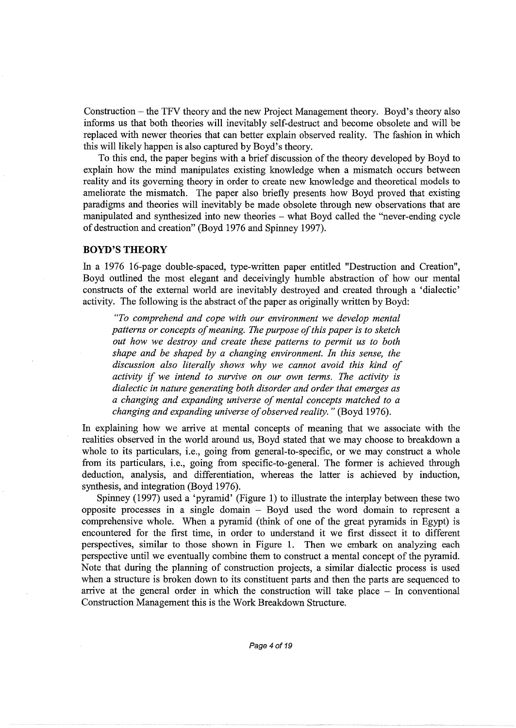Construction – the TFV theory and the new Project Management theory. Boyd's theory also informs us that both theories will inevitably self-destruct and become obsolete and will be replaced with newer theories that can better explain observed reality. The fashion in which this will likely happen is also captured by Boyd's theory.

To this end, the paper begins with a brief discussion of the theory developed by Boyd to explain how the mind manipulates existing knowledge when a mismatch occurs between reality and its governing theory in order to create new knowledge and theoretical models to ameliorate the mismatch. The paper also briefly presents how Boyd proved that existing paradigms and theories will inevitably be made obsolete through new observations that are manipulated and synthesized into new theories – what Boyd called the "never-ending cycle of destruction and creation" (Boyd 1976 and Spinney 1997).

## BOYD'S THEORY

In a 1976 16-page double-spaced, type-written paper entitled "Destruction and Creation", Boyd outlined the most elegant and deceivingly humble abstraction of how our mental constructs of the external world are inevitably destroyed and created through a 'dialectic' activity. The following is the abstract of the paper as originally written by Boyd:

> *"To comprehend and cope with our environment we develop mental patterns or concepts of meaning. The purpose of this paper is to sketch out how we destroy and create these patterns to permit us to both shape and be shaped by a changing environment. In this sense, the discussion also literally shows why we cannot avoid this kind of activity if we intend to survive on our own terms. The activity is dialectic in nature generating both disorder and order that emerges as a changing and expanding universe of mental concepts matched to a changing and expanding universe of observed reality."* (Boyd 1976).

In explaining how we arrive at mental concepts of meaning that we associate with the realities observed in the world around us, Boyd stated that we may choose to breakdown a whole to its particulars, i.e., going from general-to-specific, or we may construct a whole from its particulars, i.e., going from specific-to-general. The former is achieved through deduction, analysis, and differentiation, whereas the latter is achieved by induction, synthesis, and integration (Boyd 1976).

Spinney (1997) used a 'pyramid' (Figure 1) to illustrate the interplay between these two opposite processes in a single domain – Boyd used the word domain to represent a comprehensive whole. When a pyramid (think of one of the great pyramids in Egypt) is encountered for the first time, in order to understand it we first dissect it to different perspectives, similar to those shown in Figure 1. Then we embark on analyzing each perspective until we eventually combine them to construct a mental concept of the pyramid. Note that during the planning of construction projects, a similar dialectic process is used when a structure is broken down to its constituent parts and then the parts are sequenced to arrive at the general order in which the construction will take place – In conventional Construction Management this is the Work Breakdown Structure.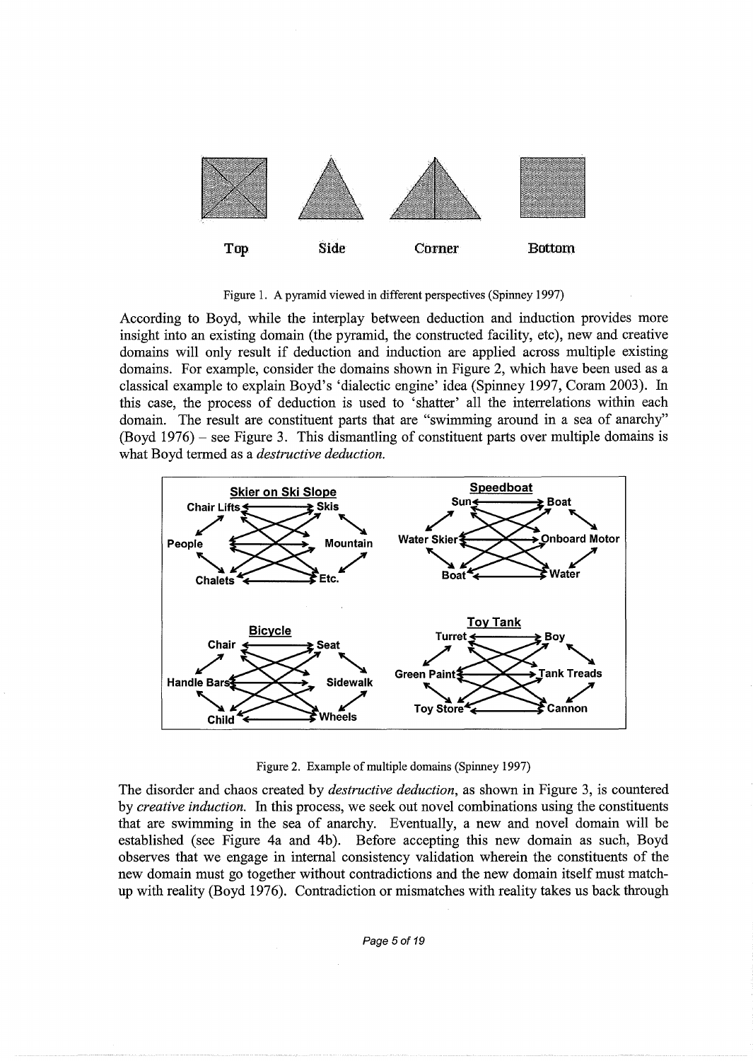Top Side Corner Bottom

Figure 1. A pyramid viewed in different perspectives (Spinney 1997)

According to Boyd, while the interplay between deduction and induction provides more insight into an existing domain (the pyramid, the constructed facility, etc), new and creative domains will only result if deduction and induction are applied across multiple existing domains. For example, consider the domains shown in Figure 2, which have been used as a classical example to explain Boyd's 'dialectic engine' idea (Spinney 1997, Coram 2003). In this case, the process of deduction is used to 'shatter' all the interrelations within each domain. The result are constituent parts that are "swimming around in a sea of anarchy" (Boyd 1976) – see Figure 3. This dismantling of constituent parts over multiple domains is what Boyd termed as a *destructive deduction*.

Figure 2. Example of multiple domains (Spinney 1997)

The disorder and chaos created by *destructive deduction*, as shown in Figure 3, is countered by *creative induction*. In this process, we seek out novel combinations using the constituents that are swimming in the sea of anarchy. Eventually, a new and novel domain will be established (see Figure 4a and 4b). Before accepting this new domain as such, Boyd observes that we engage in internal consistency validation wherein the constituents of the new domain must go together without contradictions and the new domain itself must match-up with reality (Boyd 1976). Contradiction or mismatches with reality takes us back through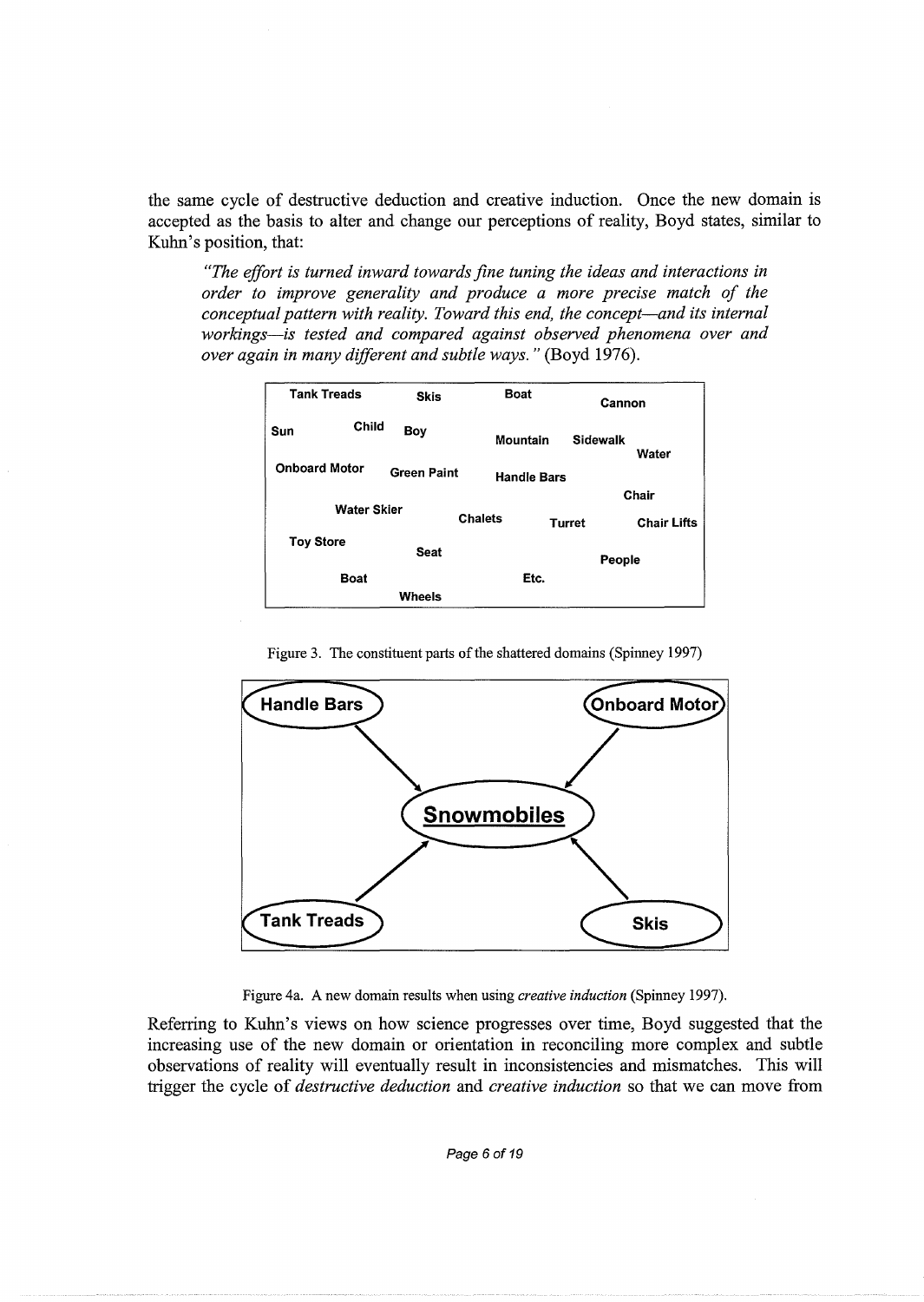the same cycle of destructive deduction and creative induction. Once the new domain is accepted as the basis to alter and change our perceptions of reality, Boyd states, similar to Kuhn's position, that:

> *"The effort is turned inward towards fine tuning the ideas and interactions in order to improve generality and produce a more precise match of the conceptual pattern with reality. Toward this end, the concept—and its internal workings—is tested and compared against observed phenomena over and over again in many different and subtle ways."* (Boyd 1976).

| | | | |
|---|---|---|---|
| Tank Treads | Skis | Boat | Cannon |
| Sun | Child | Boy | Mountain |
| Sidewalk | Water | Onboard Motor | Green Paint |
| Handle Bars | Chair | Water Skier | Chalets |
| Turret | Chair Lifts | Toy Store | Seat |
| People | Boat | Etc. | Wheels |

Figure 3. The constituent parts of the shattered domains (Spinney 1997)

Handle Bars → Snowmobiles ← Onboard Motor

Tank Treads → Snowmobiles ← Skis

Figure 4a. A new domain results when using *creative induction* (Spinney 1997).

Referring to Kuhn's views on how science progresses over time, Boyd suggested that the increasing use of the new domain or orientation in reconciling more complex and subtle observations of reality will eventually result in inconsistencies and mismatches. This will trigger the cycle of *destructive deduction* and *creative induction* so that we can move from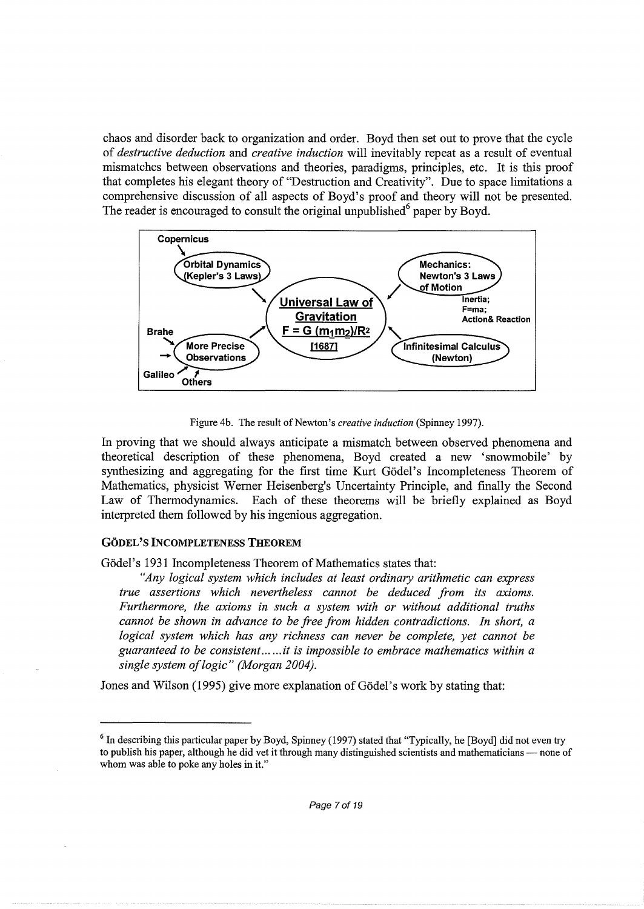chaos and disorder back to organization and order. Boyd then set out to prove that the cycle of *destructive deduction* and *creative induction* will inevitably repeat as a result of eventual mismatches between observations and theories, paradigms, principles, etc. It is this proof that completes his elegant theory of "Destruction and Creativity". Due to space limitations a comprehensive discussion of all aspects of Boyd's proof and theory will not be presented. The reader is encouraged to consult the original unpublished[6] paper by Boyd.

Copernicus

Orbital Dynamics (Kepler's 3 Laws)

Mechanics: Newton's 3 Laws of Motion

Inertia; F=ma; Action& Reaction

Universal Law of Gravitation $F = G\,(m_1 m_2)/R^2$ [1687]

Brahe

More Precise Observations

Galileo

Others

Infinitesimal Calculus (Newton)

Figure 4b. The result of Newton's *creative induction* (Spinney 1997).

In proving that we should always anticipate a mismatch between observed phenomena and theoretical description of these phenomena, Boyd created a new 'snowmobile' by synthesizing and aggregating for the first time Kurt Gödel's Incompleteness Theorem of Mathematics, physicist Werner Heisenberg's Uncertainty Principle, and finally the Second Law of Thermodynamics. Each of these theorems will be briefly explained as Boyd interpreted them followed by his ingenious aggregation.

### GÖDEL'S INCOMPLETENESS THEOREM

Gödel's 1931 Incompleteness Theorem of Mathematics states that:

> *"Any logical system which includes at least ordinary arithmetic can express true assertions which nevertheless cannot be deduced from its axioms. Furthermore, the axioms in such a system with or without additional truths cannot be shown in advance to be free from hidden contradictions. In short, a logical system which has any richness can never be complete, yet cannot be guaranteed to be consistent......it is impossible to embrace mathematics within a single system of logic" (Morgan 2004).*

Jones and Wilson (1995) give more explanation of Gödel's work by stating that:

---

[6] In describing this particular paper by Boyd, Spinney (1997) stated that "Typically, he [Boyd] did not even try to publish his paper, although he did vet it through many distinguished scientists and mathematicians — none of whom was able to poke any holes in it."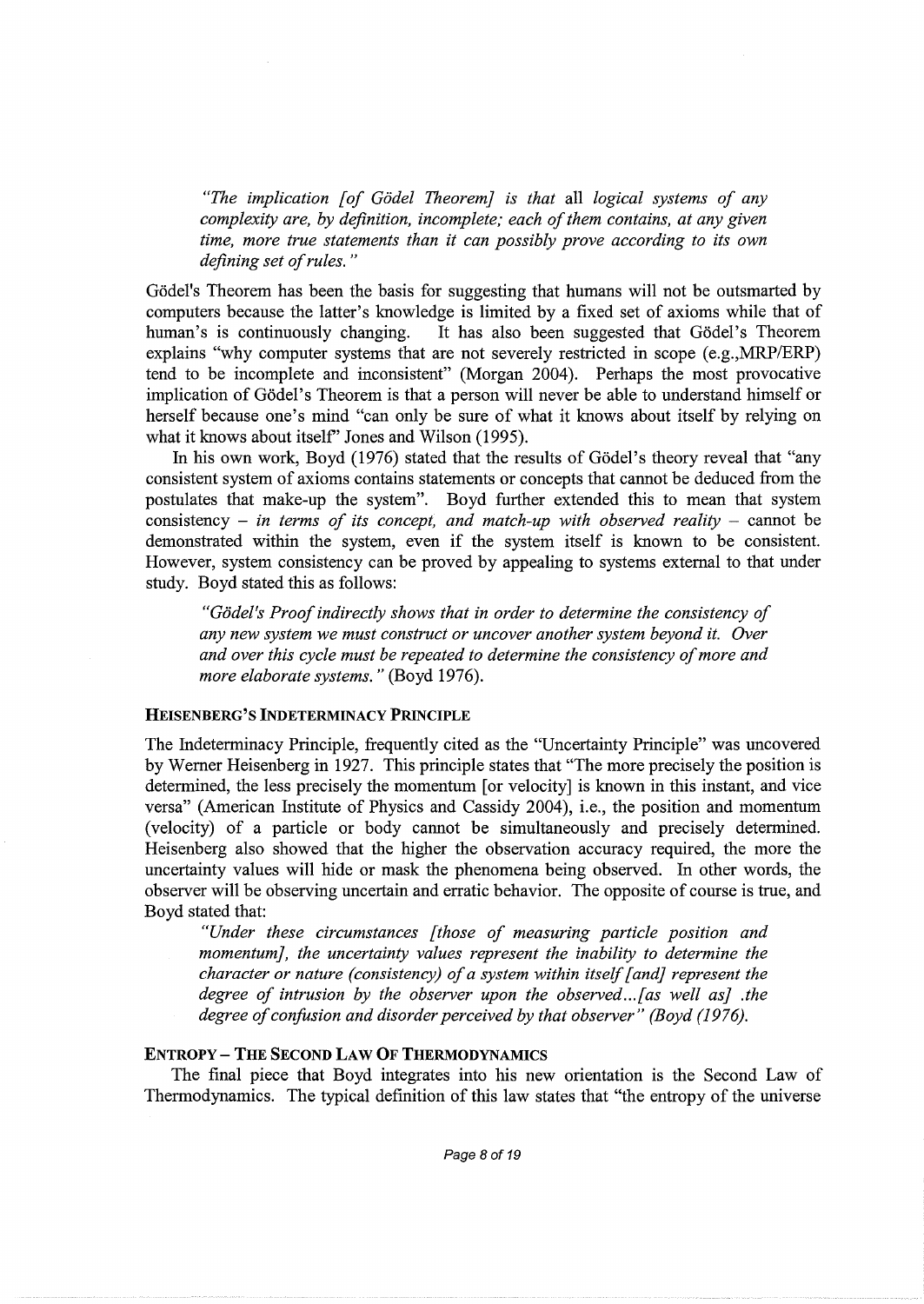> *"The implication [of Gödel Theorem] is that* all *logical systems of any complexity are, by definition, incomplete; each of them contains, at any given time, more true statements than it can possibly prove according to its own defining set of rules."*

Gödel's Theorem has been the basis for suggesting that humans will not be outsmarted by computers because the latter's knowledge is limited by a fixed set of axioms while that of human's is continuously changing. It has also been suggested that Gödel's Theorem explains "why computer systems that are not severely restricted in scope (e.g.,MRP/ERP) tend to be incomplete and inconsistent" (Morgan 2004). Perhaps the most provocative implication of Gödel's Theorem is that a person will never be able to understand himself or herself because one's mind "can only be sure of what it knows about itself by relying on what it knows about itself" Jones and Wilson (1995).

In his own work, Boyd (1976) stated that the results of Gödel's theory reveal that "any consistent system of axioms contains statements or concepts that cannot be deduced from the postulates that make-up the system". Boyd further extended this to mean that system consistency – *in terms of its concept, and match-up with observed reality* – cannot be demonstrated within the system, even if the system itself is known to be consistent. However, system consistency can be proved by appealing to systems external to that under study. Boyd stated this as follows:

> *"Gödel's Proof indirectly shows that in order to determine the consistency of any new system we must construct or uncover another system beyond it. Over and over this cycle must be repeated to determine the consistency of more and more elaborate systems."* (Boyd 1976).

### HEISENBERG'S INDETERMINACY PRINCIPLE

The Indeterminacy Principle, frequently cited as the "Uncertainty Principle" was uncovered by Werner Heisenberg in 1927. This principle states that "The more precisely the position is determined, the less precisely the momentum [or velocity] is known in this instant, and vice versa" (American Institute of Physics and Cassidy 2004), i.e., the position and momentum (velocity) of a particle or body cannot be simultaneously and precisely determined. Heisenberg also showed that the higher the observation accuracy required, the more the uncertainty values will hide or mask the phenomena being observed. In other words, the observer will be observing uncertain and erratic behavior. The opposite of course is true, and Boyd stated that:

> *"Under these circumstances [those of measuring particle position and momentum], the uncertainty values represent the inability to determine the character or nature (consistency) of a system within itself [and] represent the degree of intrusion by the observer upon the observed...[as well as] .the degree of confusion and disorder perceived by that observer" (Boyd (1976).*

### ENTROPY – THE SECOND LAW OF THERMODYNAMICS

The final piece that Boyd integrates into his new orientation is the Second Law of Thermodynamics. The typical definition of this law states that "the entropy of the universe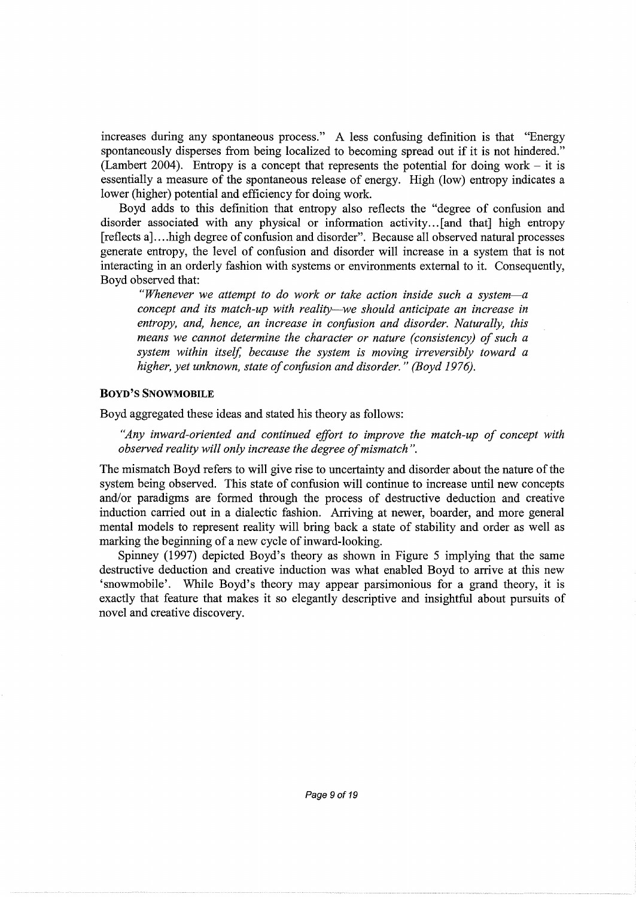increases during any spontaneous process." A less confusing definition is that "Energy spontaneously disperses from being localized to becoming spread out if it is not hindered." (Lambert 2004). Entropy is a concept that represents the potential for doing work – it is essentially a measure of the spontaneous release of energy. High (low) entropy indicates a lower (higher) potential and efficiency for doing work.

Boyd adds to this definition that entropy also reflects the "degree of confusion and disorder associated with any physical or information activity…[and that] high entropy [reflects a]….high degree of confusion and disorder". Because all observed natural processes generate entropy, the level of confusion and disorder will increase in a system that is not interacting in an orderly fashion with systems or environments external to it. Consequently, Boyd observed that:

> *"Whenever we attempt to do work or take action inside such a system—a concept and its match-up with reality—we should anticipate an increase in entropy, and, hence, an increase in confusion and disorder. Naturally, this means we cannot determine the character or nature (consistency) of such a system within itself, because the system is moving irreversibly toward a higher, yet unknown, state of confusion and disorder." (Boyd 1976).*

### BOYD'S SNOWMOBILE

Boyd aggregated these ideas and stated his theory as follows:

> *"Any inward-oriented and continued effort to improve the match-up of concept with observed reality will only increase the degree of mismatch".*

The mismatch Boyd refers to will give rise to uncertainty and disorder about the nature of the system being observed. This state of confusion will continue to increase until new concepts and/or paradigms are formed through the process of destructive deduction and creative induction carried out in a dialectic fashion. Arriving at newer, boarder, and more general mental models to represent reality will bring back a state of stability and order as well as marking the beginning of a new cycle of inward-looking.

Spinney (1997) depicted Boyd's theory as shown in Figure 5 implying that the same destructive deduction and creative induction was what enabled Boyd to arrive at this new 'snowmobile'. While Boyd's theory may appear parsimonious for a grand theory, it is exactly that feature that makes it so elegantly descriptive and insightful about pursuits of novel and creative discovery.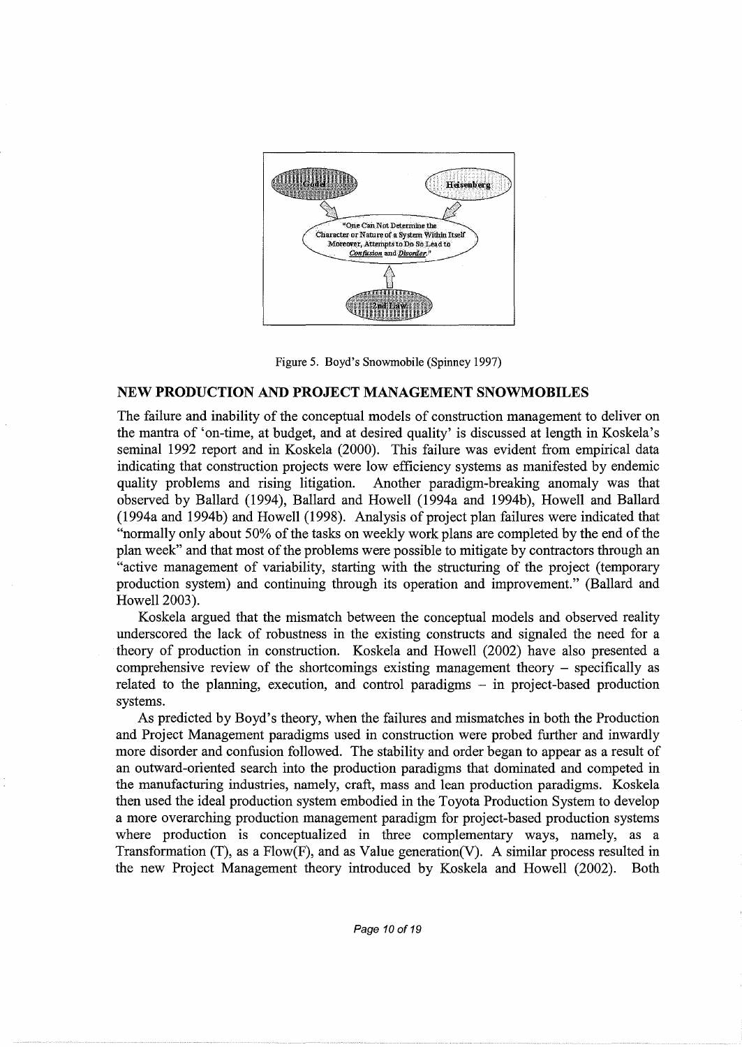Figure 5. Boyd's Snowmobile (Spinney 1997)

## NEW PRODUCTION AND PROJECT MANAGEMENT SNOWMOBILES

The failure and inability of the conceptual models of construction management to deliver on the mantra of 'on-time, at budget, and at desired quality' is discussed at length in Koskela's seminal 1992 report and in Koskela (2000). This failure was evident from empirical data indicating that construction projects were low efficiency systems as manifested by endemic quality problems and rising litigation. Another paradigm-breaking anomaly was that observed by Ballard (1994), Ballard and Howell (1994a and 1994b), Howell and Ballard (1994a and 1994b) and Howell (1998). Analysis of project plan failures were indicated that "normally only about 50% of the tasks on weekly work plans are completed by the end of the plan week" and that most of the problems were possible to mitigate by contractors through an "active management of variability, starting with the structuring of the project (temporary production system) and continuing through its operation and improvement." (Ballard and Howell 2003).

Koskela argued that the mismatch between the conceptual models and observed reality underscored the lack of robustness in the existing constructs and signaled the need for a theory of production in construction. Koskela and Howell (2002) have also presented a comprehensive review of the shortcomings existing management theory – specifically as related to the planning, execution, and control paradigms – in project-based production systems.

As predicted by Boyd's theory, when the failures and mismatches in both the Production and Project Management paradigms used in construction were probed further and inwardly more disorder and confusion followed. The stability and order began to appear as a result of an outward-oriented search into the production paradigms that dominated and competed in the manufacturing industries, namely, craft, mass and lean production paradigms. Koskela then used the ideal production system embodied in the Toyota Production System to develop a more overarching production management paradigm for project-based production systems where production is conceptualized in three complementary ways, namely, as a Transformation (T), as a Flow(F), and as Value generation(V). A similar process resulted in the new Project Management theory introduced by Koskela and Howell (2002). Both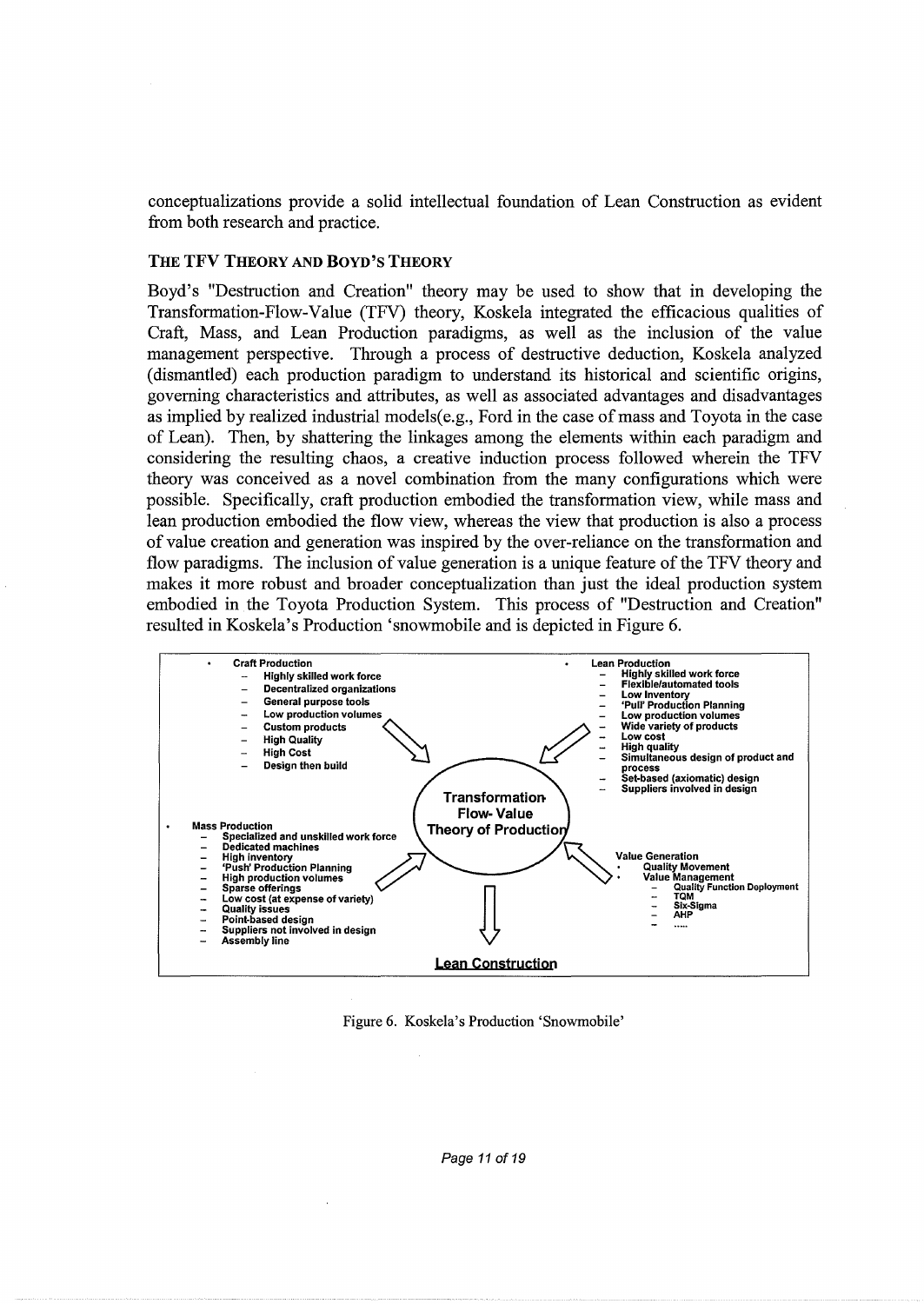conceptualizations provide a solid intellectual foundation of Lean Construction as evident from both research and practice.

### THE TFV THEORY AND BOYD'S THEORY

Boyd's "Destruction and Creation" theory may be used to show that in developing the Transformation-Flow-Value (TFV) theory, Koskela integrated the efficacious qualities of Craft, Mass, and Lean Production paradigms, as well as the inclusion of the value management perspective. Through a process of destructive deduction, Koskela analyzed (dismantled) each production paradigm to understand its historical and scientific origins, governing characteristics and attributes, as well as associated advantages and disadvantages as implied by realized industrial models(e.g., Ford in the case of mass and Toyota in the case of Lean). Then, by shattering the linkages among the elements within each paradigm and considering the resulting chaos, a creative induction process followed wherein the TFV theory was conceived as a novel combination from the many configurations which were possible. Specifically, craft production embodied the transformation view, while mass and lean production embodied the flow view, whereas the view that production is also a process of value creation and generation was inspired by the over-reliance on the transformation and flow paradigms. The inclusion of value generation is a unique feature of the TFV theory and makes it more robust and broader conceptualization than just the ideal production system embodied in the Toyota Production System. This process of "Destruction and Creation" resulted in Koskela's Production 'snowmobile and is depicted in Figure 6.

- **Craft Production**
  - Highly skilled work force
  - Decentralized organizations
  - General purpose tools
  - Low production volumes
  - Custom products
  - High Quality
  - High Cost
  - Design then build
- **Lean Production**
  - Highly skilled work force
  - Flexible/automated tools
  - Low Inventory
  - 'Pull' Production Planning
  - Low production volumes
  - Wide variety of products
  - Low cost
  - High quality
  - Simultaneous design of product and process
  - Set-based (axiomatic) design
  - Suppliers involved in design
- **Mass Production**
  - Specialized and unskilled work force
  - Dedicated machines
  - High inventory
  - 'Push' Production Planning
  - High production volumes
  - Sparse offerings
  - Low cost (at expense of variety)
  - Quality issues
  - Point-based design
  - Suppliers not involved in design
  - Assembly line
- **Value Generation**
  - Quality Movement
  - Value Management
    - Quality Function Deployment
    - TQM
    - Six-Sigma
    - AHP
    - .....

**Transformation-Flow-Value Theory of Production**

**Lean Construction**

Figure 6. Koskela's Production 'Snowmobile'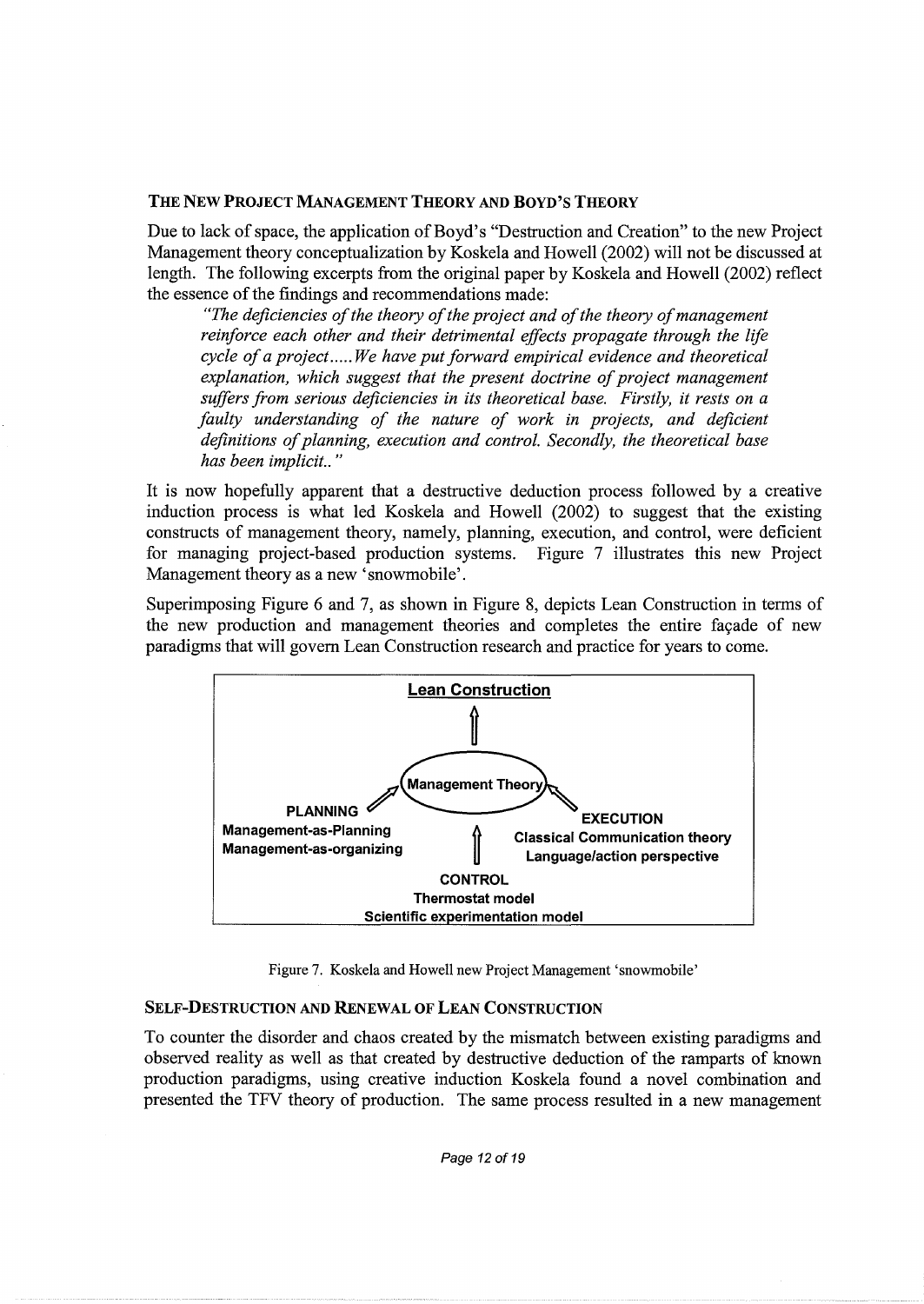### The New Project Management Theory and Boyd's Theory

Due to lack of space, the application of Boyd's "Destruction and Creation" to the new Project Management theory conceptualization by Koskela and Howell (2002) will not be discussed at length. The following excerpts from the original paper by Koskela and Howell (2002) reflect the essence of the findings and recommendations made:

> *"The deficiencies of the theory of the project and of the theory of management reinforce each other and their detrimental effects propagate through the life cycle of a project..... We have put forward empirical evidence and theoretical explanation, which suggest that the present doctrine of project management suffers from serious deficiencies in its theoretical base. Firstly, it rests on a faulty understanding of the nature of work in projects, and deficient definitions of planning, execution and control. Secondly, the theoretical base has been implicit.. "*

It is now hopefully apparent that a destructive deduction process followed by a creative induction process is what led Koskela and Howell (2002) to suggest that the existing constructs of management theory, namely, planning, execution, and control, were deficient for managing project-based production systems. Figure 7 illustrates this new Project Management theory as a new 'snowmobile'.

Superimposing Figure 6 and 7, as shown in Figure 8, depicts Lean Construction in terms of the new production and management theories and completes the entire façade of new paradigms that will govern Lean Construction research and practice for years to come.

**Lean Construction**

Management Theory

**PLANNING**
Management-as-Planning
Management-as-organizing

**EXECUTION**
Classical Communication theory
Language/action perspective

**CONTROL**
Thermostat model
Scientific experimentation model

Figure 7. Koskela and Howell new Project Management 'snowmobile'

### Self-Destruction and Renewal of Lean Construction

To counter the disorder and chaos created by the mismatch between existing paradigms and observed reality as well as that created by destructive deduction of the ramparts of known production paradigms, using creative induction Koskela found a novel combination and presented the TFV theory of production. The same process resulted in a new management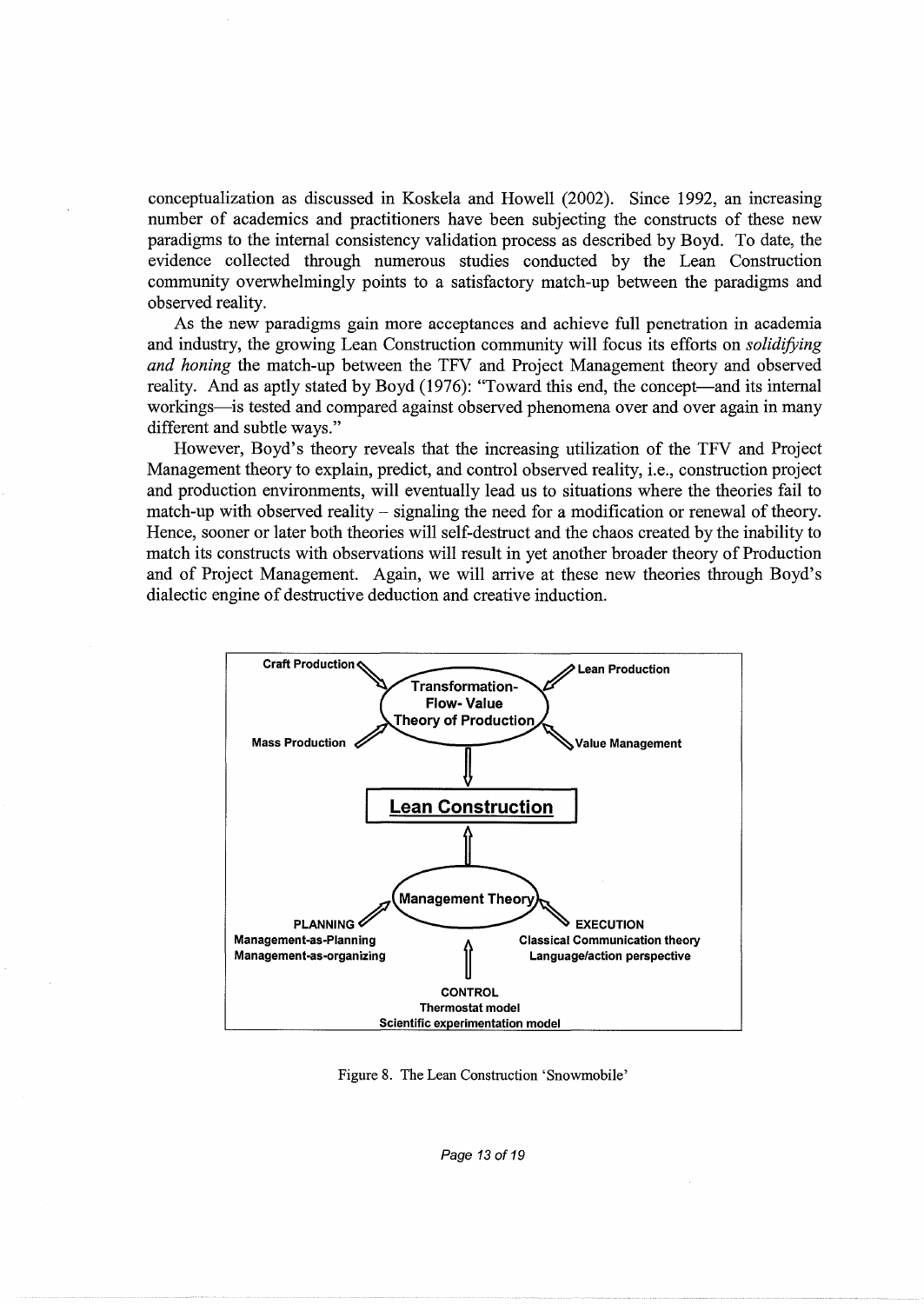conceptualization as discussed in Koskela and Howell (2002). Since 1992, an increasing number of academics and practitioners have been subjecting the constructs of these new paradigms to the internal consistency validation process as described by Boyd. To date, the evidence collected through numerous studies conducted by the Lean Construction community overwhelmingly points to a satisfactory match-up between the paradigms and observed reality.

As the new paradigms gain more acceptances and achieve full penetration in academia and industry, the growing Lean Construction community will focus its efforts on *solidifying and honing* the match-up between the TFV and Project Management theory and observed reality. And as aptly stated by Boyd (1976): "Toward this end, the concept—and its internal workings—is tested and compared against observed phenomena over and over again in many different and subtle ways."

However, Boyd's theory reveals that the increasing utilization of the TFV and Project Management theory to explain, predict, and control observed reality, i.e., construction project and production environments, will eventually lead us to situations where the theories fail to match-up with observed reality – signaling the need for a modification or renewal of theory. Hence, sooner or later both theories will self-destruct and the chaos created by the inability to match its constructs with observations will result in yet another broader theory of Production and of Project Management. Again, we will arrive at these new theories through Boyd's dialectic engine of destructive deduction and creative induction.

Craft Production | Lean Production | Transformation-Flow-Value Theory of Production | Mass Production | Value Management

**Lean Construction**

Management Theory

PLANNING
Management-as-Planning
Management-as-organizing

EXECUTION
Classical Communication theory
Language/action perspective

CONTROL
Thermostat model
Scientific experimentation model

Figure 8. The Lean Construction 'Snowmobile'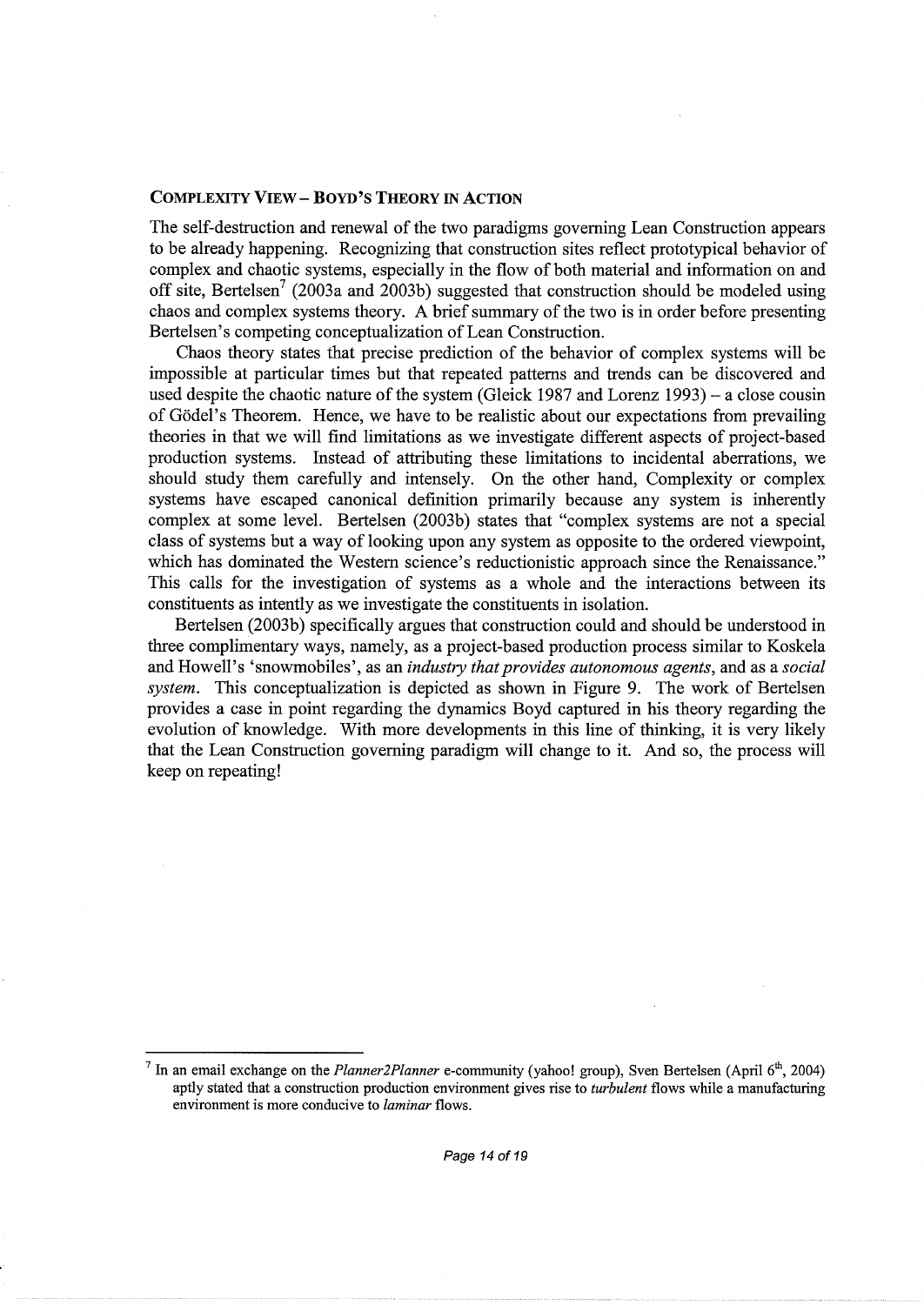## COMPLEXITY VIEW – BOYD'S THEORY IN ACTION

The self-destruction and renewal of the two paradigms governing Lean Construction appears to be already happening. Recognizing that construction sites reflect prototypical behavior of complex and chaotic systems, especially in the flow of both material and information on and off site, Bertelsen[7] (2003a and 2003b) suggested that construction should be modeled using chaos and complex systems theory. A brief summary of the two is in order before presenting Bertelsen's competing conceptualization of Lean Construction.

Chaos theory states that precise prediction of the behavior of complex systems will be impossible at particular times but that repeated patterns and trends can be discovered and used despite the chaotic nature of the system (Gleick 1987 and Lorenz 1993) – a close cousin of Gödel's Theorem. Hence, we have to be realistic about our expectations from prevailing theories in that we will find limitations as we investigate different aspects of project-based production systems. Instead of attributing these limitations to incidental aberrations, we should study them carefully and intensely. On the other hand, Complexity or complex systems have escaped canonical definition primarily because any system is inherently complex at some level. Bertelsen (2003b) states that "complex systems are not a special class of systems but a way of looking upon any system as opposite to the ordered viewpoint, which has dominated the Western science's reductionistic approach since the Renaissance." This calls for the investigation of systems as a whole and the interactions between its constituents as intently as we investigate the constituents in isolation.

Bertelsen (2003b) specifically argues that construction could and should be understood in three complimentary ways, namely, as a project-based production process similar to Koskela and Howell's 'snowmobiles', as an *industry that provides autonomous agents*, and as a *social system*. This conceptualization is depicted as shown in Figure 9. The work of Bertelsen provides a case in point regarding the dynamics Boyd captured in his theory regarding the evolution of knowledge. With more developments in this line of thinking, it is very likely that the Lean Construction governing paradigm will change to it. And so, the process will keep on repeating!

---

[7] In an email exchange on the *Planner2Planner* e-community (yahoo! group), Sven Bertelsen (April 6th, 2004) aptly stated that a construction production environment gives rise to *turbulent* flows while a manufacturing environment is more conducive to *laminar* flows.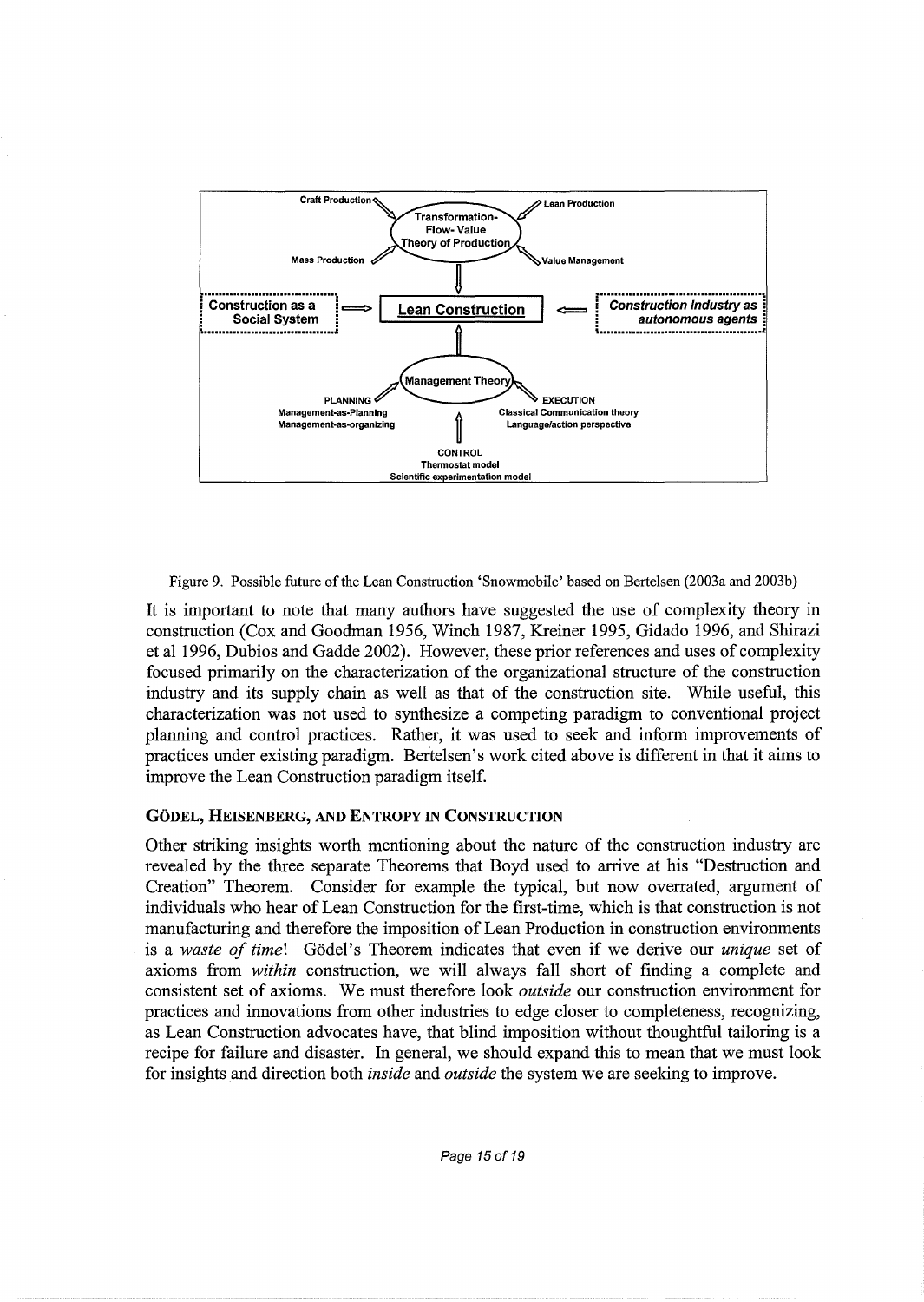Figure 9. Possible future of the Lean Construction 'Snowmobile' based on Bertelsen (2003a and 2003b)

It is important to note that many authors have suggested the use of complexity theory in construction (Cox and Goodman 1956, Winch 1987, Kreiner 1995, Gidado 1996, and Shirazi et al 1996, Dubios and Gadde 2002). However, these prior references and uses of complexity focused primarily on the characterization of the organizational structure of the construction industry and its supply chain as well as that of the construction site. While useful, this characterization was not used to synthesize a competing paradigm to conventional project planning and control practices. Rather, it was used to seek and inform improvements of practices under existing paradigm. Bertelsen's work cited above is different in that it aims to improve the Lean Construction paradigm itself.

### GÖDEL, HEISENBERG, AND ENTROPY IN CONSTRUCTION

Other striking insights worth mentioning about the nature of the construction industry are revealed by the three separate Theorems that Boyd used to arrive at his "Destruction and Creation" Theorem. Consider for example the typical, but now overrated, argument of individuals who hear of Lean Construction for the first-time, which is that construction is not manufacturing and therefore the imposition of Lean Production in construction environments is a *waste of time*! Gödel's Theorem indicates that even if we derive our *unique* set of axioms from *within* construction, we will always fall short of finding a complete and consistent set of axioms. We must therefore look *outside* our construction environment for practices and innovations from other industries to edge closer to completeness, recognizing, as Lean Construction advocates have, that blind imposition without thoughtful tailoring is a recipe for failure and disaster. In general, we should expand this to mean that we must look for insights and direction both *inside* and *outside* the system we are seeking to improve.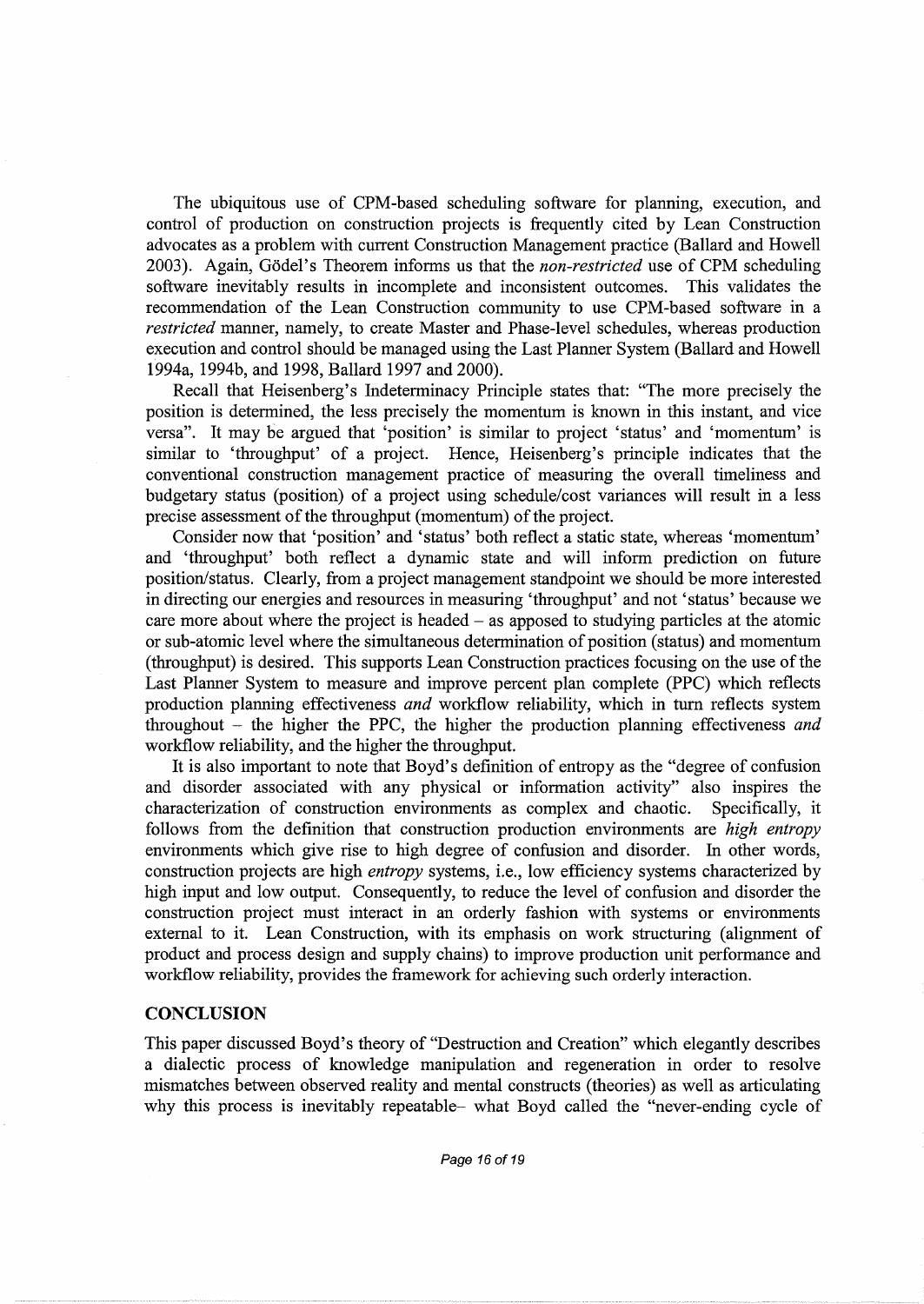The ubiquitous use of CPM-based scheduling software for planning, execution, and control of production on construction projects is frequently cited by Lean Construction advocates as a problem with current Construction Management practice (Ballard and Howell 2003). Again, Gödel's Theorem informs us that the *non-restricted* use of CPM scheduling software inevitably results in incomplete and inconsistent outcomes. This validates the recommendation of the Lean Construction community to use CPM-based software in a *restricted* manner, namely, to create Master and Phase-level schedules, whereas production execution and control should be managed using the Last Planner System (Ballard and Howell 1994a, 1994b, and 1998, Ballard 1997 and 2000).

Recall that Heisenberg's Indeterminacy Principle states that: "The more precisely the position is determined, the less precisely the momentum is known in this instant, and vice versa". It may be argued that 'position' is similar to project 'status' and 'momentum' is similar to 'throughput' of a project. Hence, Heisenberg's principle indicates that the conventional construction management practice of measuring the overall timeliness and budgetary status (position) of a project using schedule/cost variances will result in a less precise assessment of the throughput (momentum) of the project.

Consider now that 'position' and 'status' both reflect a static state, whereas 'momentum' and 'throughput' both reflect a dynamic state and will inform prediction on future position/status. Clearly, from a project management standpoint we should be more interested in directing our energies and resources in measuring 'throughput' and not 'status' because we care more about where the project is headed – as apposed to studying particles at the atomic or sub-atomic level where the simultaneous determination of position (status) and momentum (throughput) is desired. This supports Lean Construction practices focusing on the use of the Last Planner System to measure and improve percent plan complete (PPC) which reflects production planning effectiveness *and* workflow reliability, which in turn reflects system throughout – the higher the PPC, the higher the production planning effectiveness *and* workflow reliability, and the higher the throughput.

It is also important to note that Boyd's definition of entropy as the "degree of confusion and disorder associated with any physical or information activity" also inspires the characterization of construction environments as complex and chaotic. Specifically, it follows from the definition that construction production environments are *high entropy* environments which give rise to high degree of confusion and disorder. In other words, construction projects are high *entropy* systems, i.e., low efficiency systems characterized by high input and low output. Consequently, to reduce the level of confusion and disorder the construction project must interact in an orderly fashion with systems or environments external to it. Lean Construction, with its emphasis on work structuring (alignment of product and process design and supply chains) to improve production unit performance and workflow reliability, provides the framework for achieving such orderly interaction.

## CONCLUSION

This paper discussed Boyd's theory of "Destruction and Creation" which elegantly describes a dialectic process of knowledge manipulation and regeneration in order to resolve mismatches between observed reality and mental constructs (theories) as well as articulating why this process is inevitably repeatable– what Boyd called the "never-ending cycle of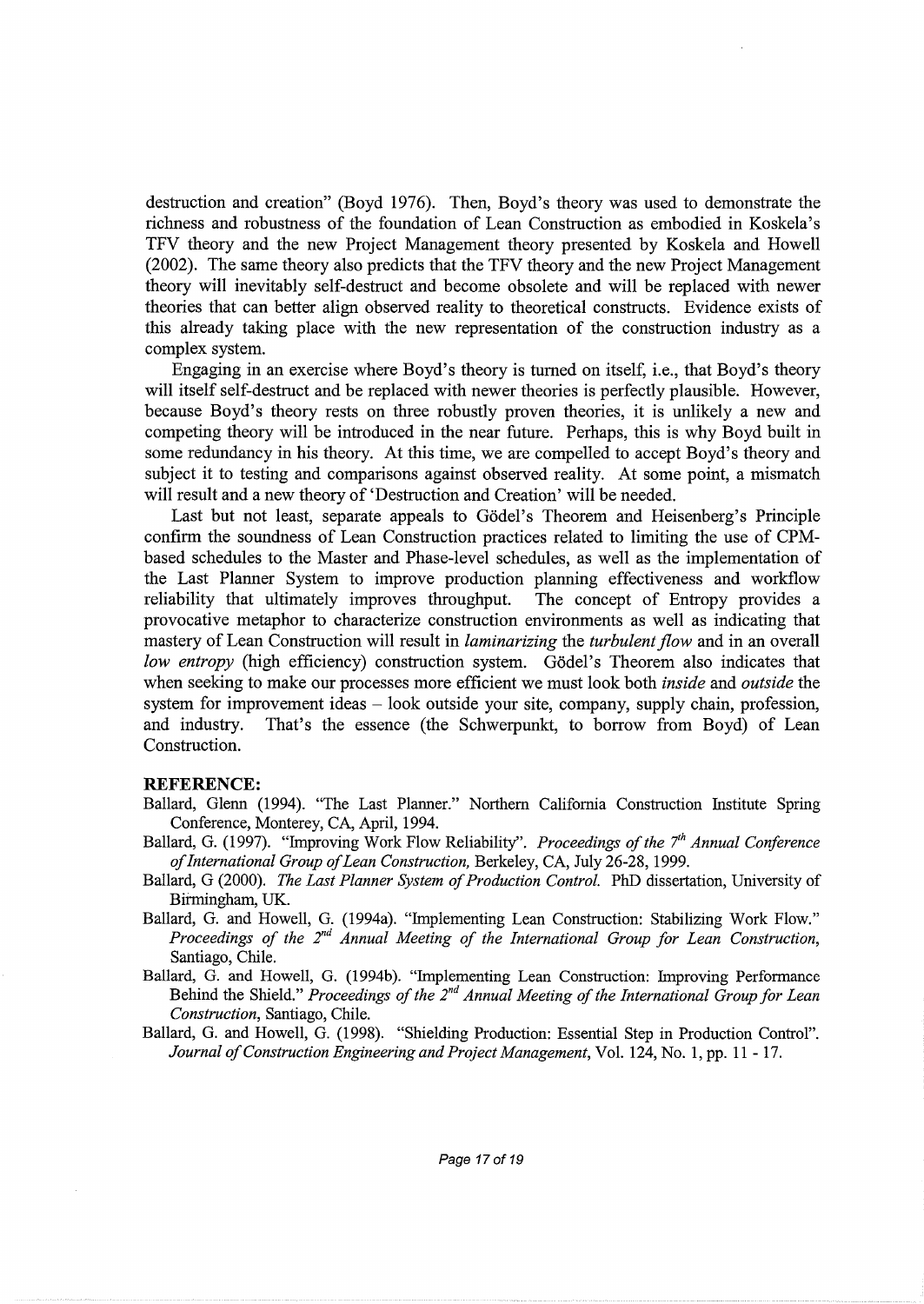destruction and creation" (Boyd 1976). Then, Boyd's theory was used to demonstrate the richness and robustness of the foundation of Lean Construction as embodied in Koskela's TFV theory and the new Project Management theory presented by Koskela and Howell (2002). The same theory also predicts that the TFV theory and the new Project Management theory will inevitably self-destruct and become obsolete and will be replaced with newer theories that can better align observed reality to theoretical constructs. Evidence exists of this already taking place with the new representation of the construction industry as a complex system.

Engaging in an exercise where Boyd's theory is turned on itself, i.e., that Boyd's theory will itself self-destruct and be replaced with newer theories is perfectly plausible. However, because Boyd's theory rests on three robustly proven theories, it is unlikely a new and competing theory will be introduced in the near future. Perhaps, this is why Boyd built in some redundancy in his theory. At this time, we are compelled to accept Boyd's theory and subject it to testing and comparisons against observed reality. At some point, a mismatch will result and a new theory of 'Destruction and Creation' will be needed.

Last but not least, separate appeals to Gödel's Theorem and Heisenberg's Principle confirm the soundness of Lean Construction practices related to limiting the use of CPM-based schedules to the Master and Phase-level schedules, as well as the implementation of the Last Planner System to improve production planning effectiveness and workflow reliability that ultimately improves throughput. The concept of Entropy provides a provocative metaphor to characterize construction environments as well as indicating that mastery of Lean Construction will result in *laminarizing* the *turbulent flow* and in an overall *low entropy* (high efficiency) construction system. Gödel's Theorem also indicates that when seeking to make our processes more efficient we must look both *inside* and *outside* the system for improvement ideas – look outside your site, company, supply chain, profession, and industry. That's the essence (the Schwerpunkt, to borrow from Boyd) of Lean Construction.

## REFERENCE:

Ballard, Glenn (1994). "The Last Planner." Northern California Construction Institute Spring Conference, Monterey, CA, April, 1994.

Ballard, G. (1997). "Improving Work Flow Reliability". *Proceedings of the 7th Annual Conference of International Group of Lean Construction,* Berkeley, CA, July 26-28, 1999.

Ballard, G (2000). *The Last Planner System of Production Control.* PhD dissertation, University of Birmingham, UK.

Ballard, G. and Howell, G. (1994a). "Implementing Lean Construction: Stabilizing Work Flow." *Proceedings of the 2nd Annual Meeting of the International Group for Lean Construction,* Santiago, Chile.

Ballard, G. and Howell, G. (1994b). "Implementing Lean Construction: Improving Performance Behind the Shield." *Proceedings of the 2nd Annual Meeting of the International Group for Lean Construction,* Santiago, Chile.

Ballard, G. and Howell, G. (1998). "Shielding Production: Essential Step in Production Control". *Journal of Construction Engineering and Project Management,* Vol. 124, No. 1, pp. 11 - 17.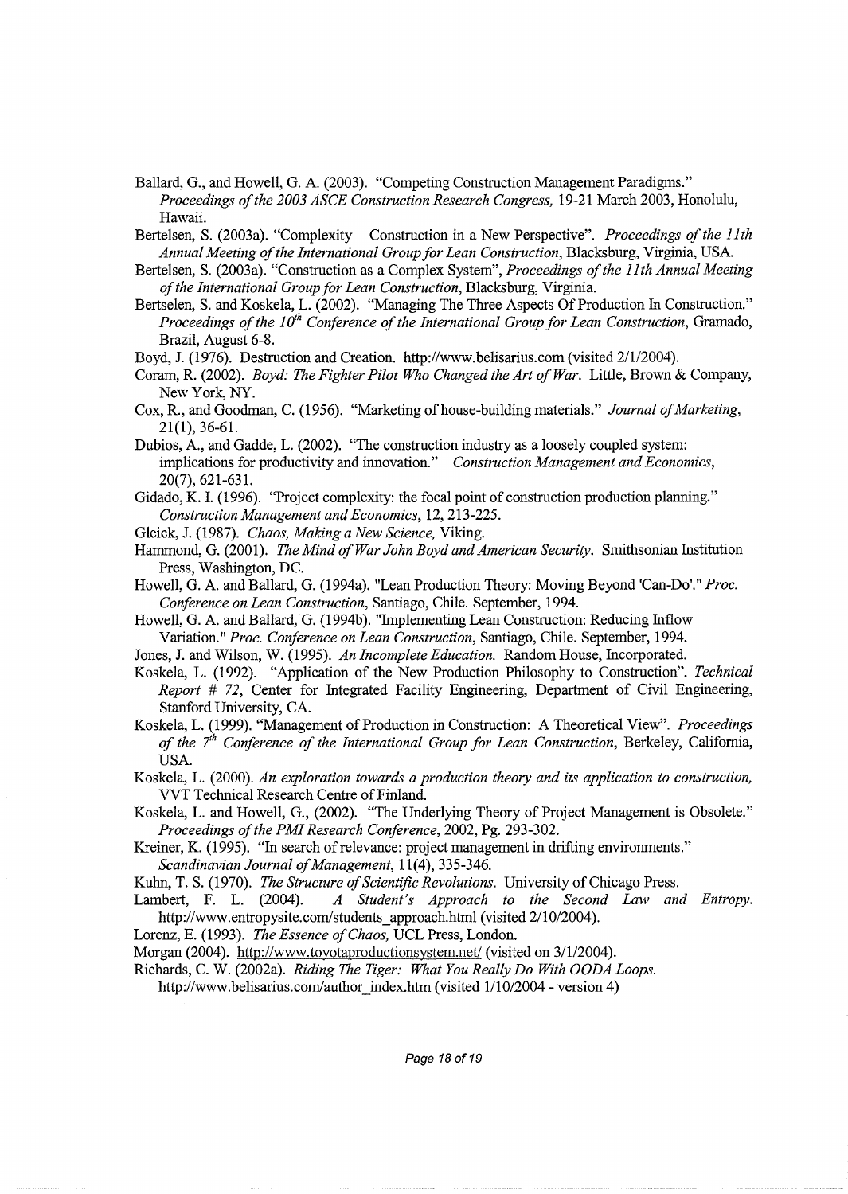Ballard, G., and Howell, G. A. (2003). "Competing Construction Management Paradigms." *Proceedings of the 2003 ASCE Construction Research Congress,* 19-21 March 2003, Honolulu, Hawaii.

Bertelsen, S. (2003a). "Complexity – Construction in a New Perspective". *Proceedings of the 11th Annual Meeting of the International Group for Lean Construction*, Blacksburg, Virginia, USA.

Bertelsen, S. (2003a). "Construction as a Complex System", *Proceedings of the 11th Annual Meeting of the International Group for Lean Construction*, Blacksburg, Virginia.

Bertselen, S. and Koskela, L. (2002). "Managing The Three Aspects Of Production In Construction." *Proceedings of the 10th Conference of the International Group for Lean Construction*, Gramado, Brazil, August 6-8.

Boyd, J. (1976). Destruction and Creation. http://www.belisarius.com (visited 2/1/2004).

Coram, R. (2002). *Boyd: The Fighter Pilot Who Changed the Art of War*. Little, Brown & Company, New York, NY.

Cox, R., and Goodman, C. (1956). "Marketing of house-building materials." *Journal of Marketing*, 21(1), 36-61.

Dubios, A., and Gadde, L. (2002). "The construction industry as a loosely coupled system: implications for productivity and innovation." *Construction Management and Economics*, 20(7), 621-631.

Gidado, K. I. (1996). "Project complexity: the focal point of construction production planning." *Construction Management and Economics*, 12, 213-225.

Gleick, J. (1987). *Chaos, Making a New Science,* Viking.

Hammond, G. (2001). *The Mind of War John Boyd and American Security*. Smithsonian Institution Press, Washington, DC.

Howell, G. A. and Ballard, G. (1994a). "Lean Production Theory: Moving Beyond 'Can-Do'." *Proc. Conference on Lean Construction*, Santiago, Chile. September, 1994.

Howell, G. A. and Ballard, G. (1994b). "Implementing Lean Construction: Reducing Inflow Variation." *Proc. Conference on Lean Construction*, Santiago, Chile. September, 1994.

Jones, J. and Wilson, W. (1995). *An Incomplete Education.* Random House, Incorporated.

Koskela, L. (1992). "Application of the New Production Philosophy to Construction". *Technical Report # 72*, Center for Integrated Facility Engineering, Department of Civil Engineering, Stanford University, CA.

Koskela, L. (1999). "Management of Production in Construction: A Theoretical View". *Proceedings of the 7th Conference of the International Group for Lean Construction*, Berkeley, California, USA.

Koskela, L. (2000). *An exploration towards a production theory and its application to construction,* VVT Technical Research Centre of Finland.

Koskela, L. and Howell, G., (2002). "The Underlying Theory of Project Management is Obsolete." *Proceedings of the PMI Research Conference*, 2002, Pg. 293-302.

Kreiner, K. (1995). "In search of relevance: project management in drifting environments." *Scandinavian Journal of Management*, 11(4), 335-346.

Kuhn, T. S. (1970). *The Structure of Scientific Revolutions.* University of Chicago Press.

Lambert, F. L. (2004). *A Student's Approach to the Second Law and Entropy.* http://www.entropysite.com/students_approach.html (visited 2/10/2004).

Lorenz, E. (1993). *The Essence of Chaos,* UCL Press, London.

Morgan (2004). http://www.toyotaproductionsystem.net/ (visited on 3/1/2004).

Richards, C. W. (2002a). *Riding The Tiger: What You Really Do With OODA Loops.* http://www.belisarius.com/author_index.htm (visited 1/10/2004 - version 4)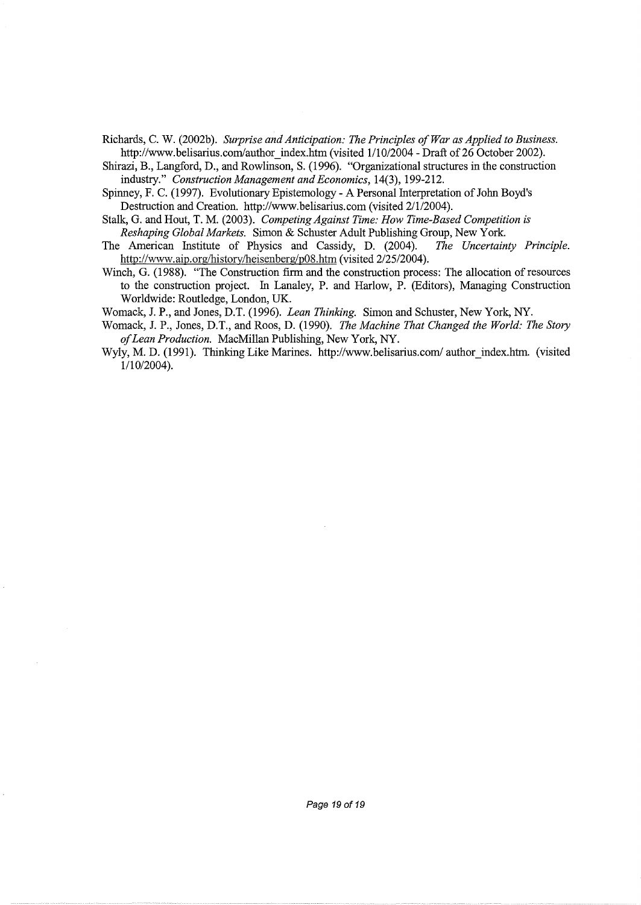Richards, C. W. (2002b). *Surprise and Anticipation: The Principles of War as Applied to Business.* http://www.belisarius.com/author_index.htm (visited 1/10/2004 - Draft of 26 October 2002).

Shirazi, B., Langford, D., and Rowlinson, S. (1996). "Organizational structures in the construction industry." *Construction Management and Economics*, 14(3), 199-212.

Spinney, F. C. (1997). Evolutionary Epistemology - A Personal Interpretation of John Boyd's Destruction and Creation. http://www.belisarius.com (visited 2/1/2004).

Stalk, G. and Hout, T. M. (2003). *Competing Against Time: How Time-Based Competition is Reshaping Global Markets.* Simon & Schuster Adult Publishing Group, New York.

The American Institute of Physics and Cassidy, D. (2004). *The Uncertainty Principle.* http://www.aip.org/history/heisenberg/p08.htm (visited 2/25/2004).

Winch, G. (1988). "The Construction firm and the construction process: The allocation of resources to the construction project. In Lanaley, P. and Harlow, P. (Editors), Managing Construction Worldwide: Routledge, London, UK.

Womack, J. P., and Jones, D.T. (1996). *Lean Thinking.* Simon and Schuster, New York, NY.

Womack, J. P., Jones, D.T., and Roos, D. (1990). *The Machine That Changed the World: The Story of Lean Production.* MacMillan Publishing, New York, NY.

Wyly, M. D. (1991). Thinking Like Marines. http://www.belisarius.com/ author_index.htm. (visited 1/10/2004).